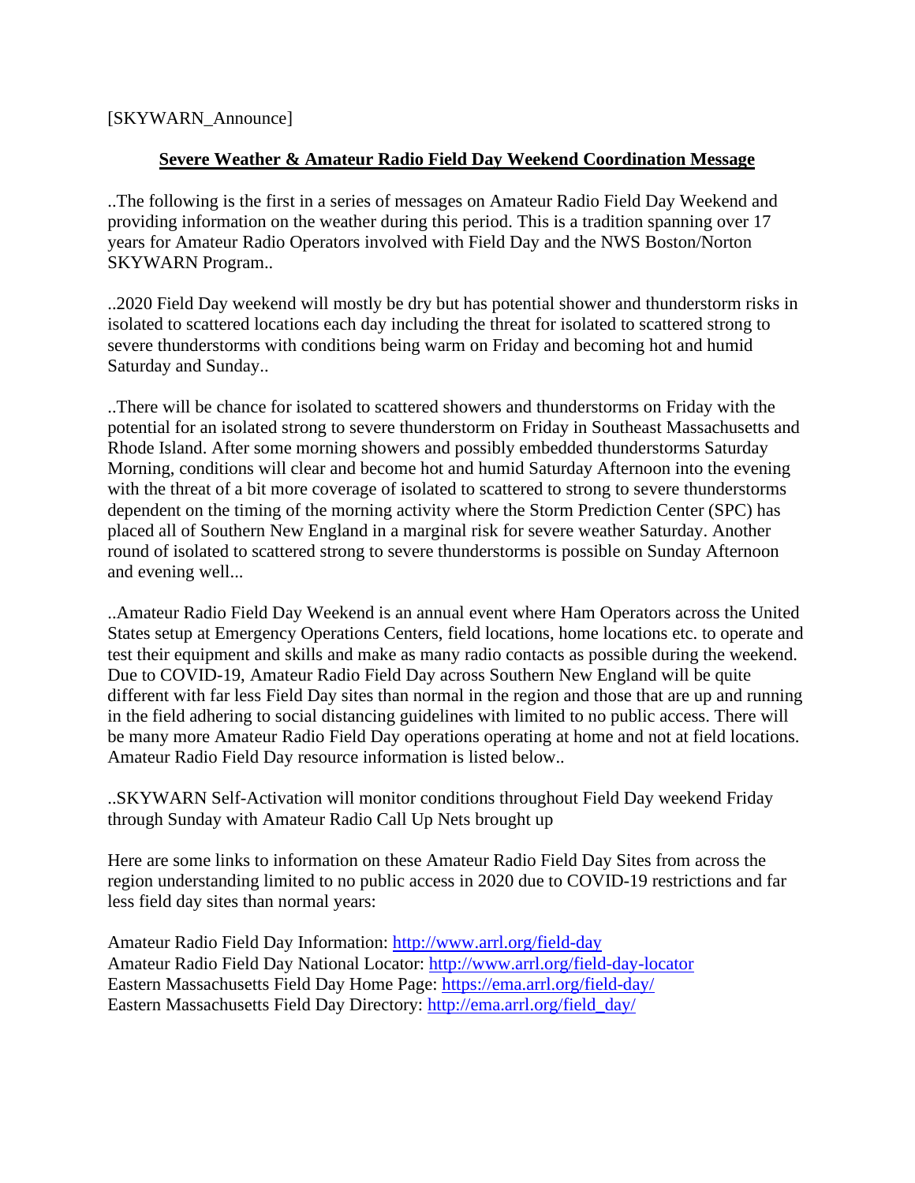[SKYWARN_Announce]

## Severe Weather & Amateur Radio Field Day Weekend Coordination Message

..The following is the first in a series of messages on Amateur Radio Field Day Weekend and providing information on the weather during this period. This is a tradition spanning over 17 years for Amateur Radio Operators involved with Field Day and the NWS Boston/Norton SKYWARN Program..

..2020 Field Day weekend will mostly be dry but has potential shower and thunderstorm risks in isolated to scattered locations each day including the threat for isolated to scattered strong to severe thunderstorms with conditions being warm on Friday and becoming hot and humid Saturday and Sunday..

..There will be chance for isolated to scattered showers and thunderstorms on Friday with the potential for an isolated strong to severe thunderstorm on Friday in Southeast Massachusetts and Rhode Island. After some morning showers and possibly embedded thunderstorms Saturday Morning, conditions will clear and become hot and humid Saturday Afternoon into the evening with the threat of a bit more coverage of isolated to scattered to strong to severe thunderstorms dependent on the timing of the morning activity where the Storm Prediction Center (SPC) has placed all of Southern New England in a marginal risk for severe weather Saturday. Another round of isolated to scattered strong to severe thunderstorms is possible on Sunday Afternoon and evening well...

..Amateur Radio Field Day Weekend is an annual event where Ham Operators across the United States setup at Emergency Operations Centers, field locations, home locations etc. to operate and test their equipment and skills and make as many radio contacts as possible during the weekend. Due to COVID-19, Amateur Radio Field Day across Southern New England will be quite different with far less Field Day sites than normal in the region and those that are up and running in the field adhering to social distancing guidelines with limited to no public access. There will be many more Amateur Radio Field Day operations operating at home and not at field locations. Amateur Radio Field Day resource information is listed below..

..SKYWARN Self-Activation will monitor conditions throughout Field Day weekend Friday through Sunday with Amateur Radio Call Up Nets brought up

Here are some links to information on these Amateur Radio Field Day Sites from across the region understanding limited to no public access in 2020 due to COVID-19 restrictions and far less field day sites than normal years:

Amateur Radio Field Day Information: http://www.arrl.org/field-day
Amateur Radio Field Day National Locator: http://www.arrl.org/field-day-locator
Eastern Massachusetts Field Day Home Page: https://ema.arrl.org/field-day/
Eastern Massachusetts Field Day Directory: http://ema.arrl.org/field_day/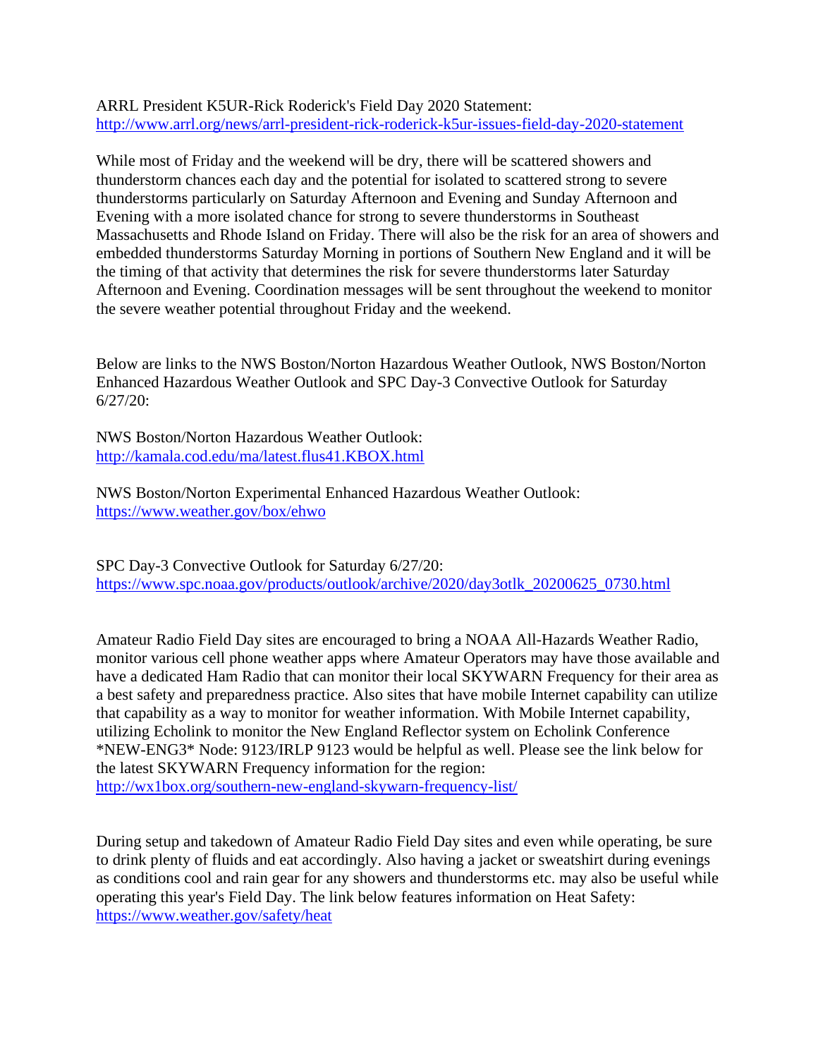ARRL President K5UR-Rick Roderick's Field Day 2020 Statement:
http://www.arrl.org/news/arrl-president-rick-roderick-k5ur-issues-field-day-2020-statement

While most of Friday and the weekend will be dry, there will be scattered showers and thunderstorm chances each day and the potential for isolated to scattered strong to severe thunderstorms particularly on Saturday Afternoon and Evening and Sunday Afternoon and Evening with a more isolated chance for strong to severe thunderstorms in Southeast Massachusetts and Rhode Island on Friday. There will also be the risk for an area of showers and embedded thunderstorms Saturday Morning in portions of Southern New England and it will be the timing of that activity that determines the risk for severe thunderstorms later Saturday Afternoon and Evening. Coordination messages will be sent throughout the weekend to monitor the severe weather potential throughout Friday and the weekend.

Below are links to the NWS Boston/Norton Hazardous Weather Outlook, NWS Boston/Norton Enhanced Hazardous Weather Outlook and SPC Day-3 Convective Outlook for Saturday 6/27/20:

NWS Boston/Norton Hazardous Weather Outlook:
http://kamala.cod.edu/ma/latest.flus41.KBOX.html

NWS Boston/Norton Experimental Enhanced Hazardous Weather Outlook:
https://www.weather.gov/box/ehwo

SPC Day-3 Convective Outlook for Saturday 6/27/20:
https://www.spc.noaa.gov/products/outlook/archive/2020/day3otlk_20200625_0730.html

Amateur Radio Field Day sites are encouraged to bring a NOAA All-Hazards Weather Radio, monitor various cell phone weather apps where Amateur Operators may have those available and have a dedicated Ham Radio that can monitor their local SKYWARN Frequency for their area as a best safety and preparedness practice. Also sites that have mobile Internet capability can utilize that capability as a way to monitor for weather information. With Mobile Internet capability, utilizing Echolink to monitor the New England Reflector system on Echolink Conference *NEW-ENG3* Node: 9123/IRLP 9123 would be helpful as well. Please see the link below for the latest SKYWARN Frequency information for the region:
http://wx1box.org/southern-new-england-skywarn-frequency-list/

During setup and takedown of Amateur Radio Field Day sites and even while operating, be sure to drink plenty of fluids and eat accordingly. Also having a jacket or sweatshirt during evenings as conditions cool and rain gear for any showers and thunderstorms etc. may also be useful while operating this year's Field Day. The link below features information on Heat Safety:
https://www.weather.gov/safety/heat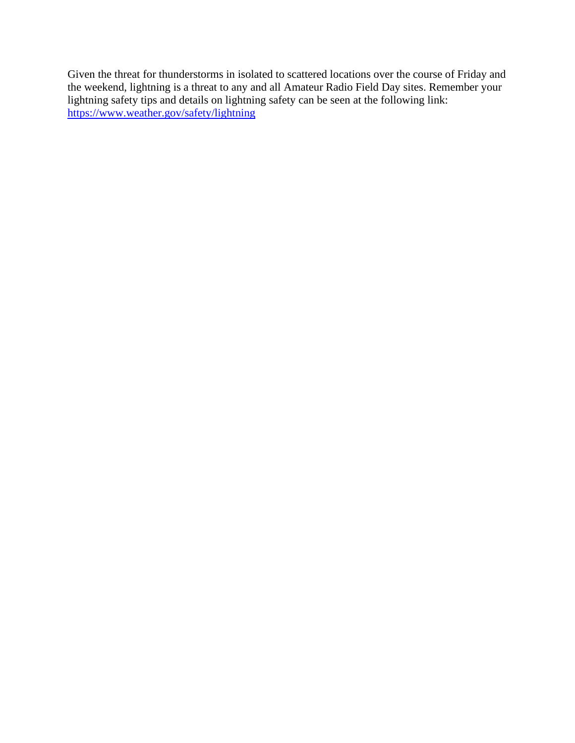Given the threat for thunderstorms in isolated to scattered locations over the course of Friday and the weekend, lightning is a threat to any and all Amateur Radio Field Day sites. Remember your lightning safety tips and details on lightning safety can be seen at the following link: [https://www.weather.gov/safety/lightning](https://www.weather.gov/safety/lightning)